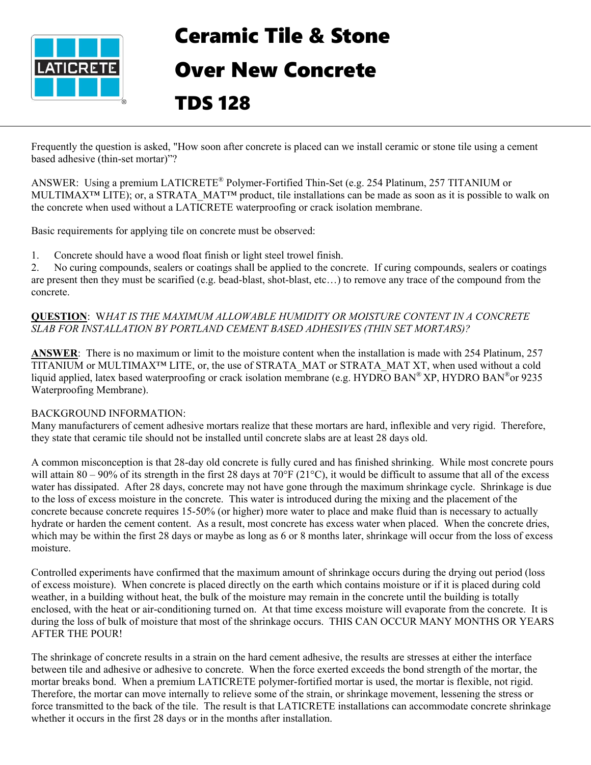# Ceramic Tile & Stone Over New Concrete

# TDS 128

Frequently the question is asked, "How soon after concrete is placed can we install ceramic or stone tile using a cement based adhesive (thin-set mortar)"?

ANSWER: Using a premium LATICRETE® Polymer-Fortified Thin-Set (e.g. 254 Platinum, 257 TITANIUM or MULTIMAX™ LITE); or, a STRATA_MAT™ product, tile installations can be made as soon as it is possible to walk on the concrete when used without a LATICRETE waterproofing or crack isolation membrane.

Basic requirements for applying tile on concrete must be observed:

1. Concrete should have a wood float finish or light steel trowel finish.
2. No curing compounds, sealers or coatings shall be applied to the concrete. If curing compounds, sealers or coatings are present then they must be scarified (e.g. bead-blast, shot-blast, etc…) to remove any trace of the compound from the concrete.

**QUESTION**: *WHAT IS THE MAXIMUM ALLOWABLE HUMIDITY OR MOISTURE CONTENT IN A CONCRETE SLAB FOR INSTALLATION BY PORTLAND CEMENT BASED ADHESIVES (THIN SET MORTARS)?*

**ANSWER**: There is no maximum or limit to the moisture content when the installation is made with 254 Platinum, 257 TITANIUM or MULTIMAX™ LITE, or, the use of STRATA_MAT or STRATA_MAT XT, when used without a cold liquid applied, latex based waterproofing or crack isolation membrane (e.g. HYDRO BAN® XP, HYDRO BAN® or 9235 Waterproofing Membrane).

BACKGROUND INFORMATION:
Many manufacturers of cement adhesive mortars realize that these mortars are hard, inflexible and very rigid. Therefore, they state that ceramic tile should not be installed until concrete slabs are at least 28 days old.

A common misconception is that 28-day old concrete is fully cured and has finished shrinking. While most concrete pours will attain 80 – 90% of its strength in the first 28 days at 70°F (21°C), it would be difficult to assume that all of the excess water has dissipated. After 28 days, concrete may not have gone through the maximum shrinkage cycle. Shrinkage is due to the loss of excess moisture in the concrete. This water is introduced during the mixing and the placement of the concrete because concrete requires 15-50% (or higher) more water to place and make fluid than is necessary to actually hydrate or harden the cement content. As a result, most concrete has excess water when placed. When the concrete dries, which may be within the first 28 days or maybe as long as 6 or 8 months later, shrinkage will occur from the loss of excess moisture.

Controlled experiments have confirmed that the maximum amount of shrinkage occurs during the drying out period (loss of excess moisture). When concrete is placed directly on the earth which contains moisture or if it is placed during cold weather, in a building without heat, the bulk of the moisture may remain in the concrete until the building is totally enclosed, with the heat or air-conditioning turned on. At that time excess moisture will evaporate from the concrete. It is during the loss of bulk of moisture that most of the shrinkage occurs. THIS CAN OCCUR MANY MONTHS OR YEARS AFTER THE POUR!

The shrinkage of concrete results in a strain on the hard cement adhesive, the results are stresses at either the interface between tile and adhesive or adhesive to concrete. When the force exerted exceeds the bond strength of the mortar, the mortar breaks bond. When a premium LATICRETE polymer-fortified mortar is used, the mortar is flexible, not rigid. Therefore, the mortar can move internally to relieve some of the strain, or shrinkage movement, lessening the stress or force transmitted to the back of the tile. The result is that LATICRETE installations can accommodate concrete shrinkage whether it occurs in the first 28 days or in the months after installation.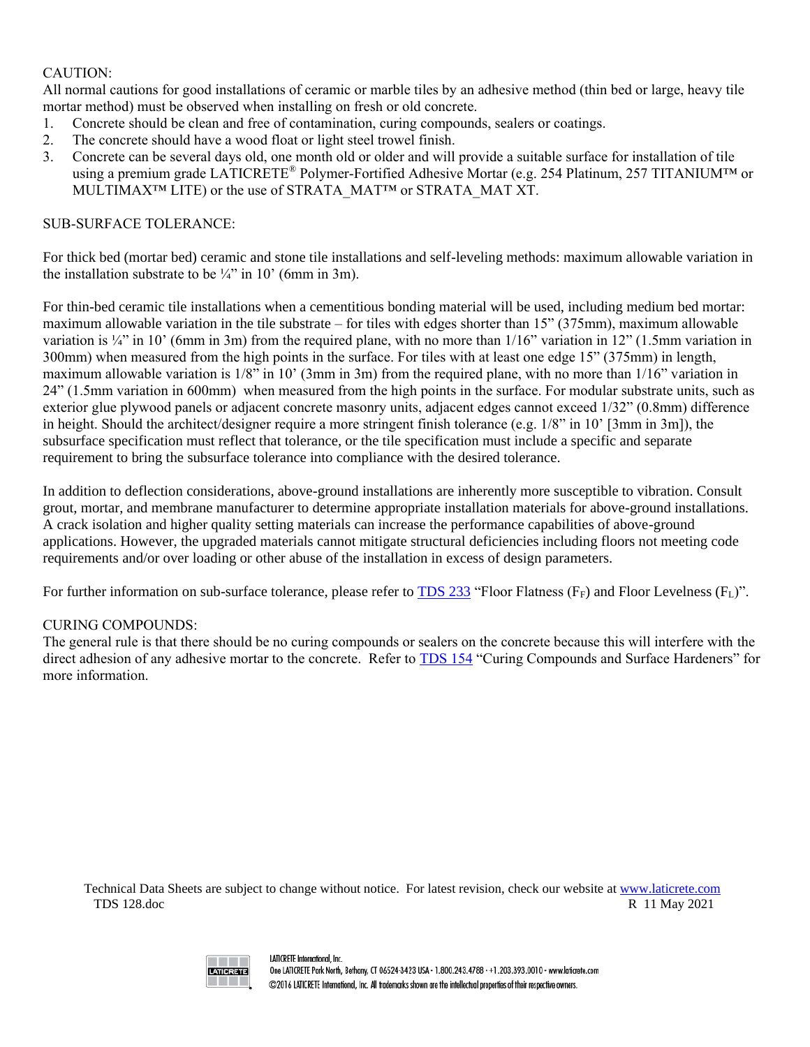CAUTION:

All normal cautions for good installations of ceramic or marble tiles by an adhesive method (thin bed or large, heavy tile mortar method) must be observed when installing on fresh or old concrete.

1. Concrete should be clean and free of contamination, curing compounds, sealers or coatings.
2. The concrete should have a wood float or light steel trowel finish.
3. Concrete can be several days old, one month old or older and will provide a suitable surface for installation of tile using a premium grade LATICRETE® Polymer-Fortified Adhesive Mortar (e.g. 254 Platinum, 257 TITANIUM™ or MULTIMAX™ LITE) or the use of STRATA_MAT™ or STRATA_MAT XT.

SUB-SURFACE TOLERANCE:

For thick bed (mortar bed) ceramic and stone tile installations and self-leveling methods: maximum allowable variation in the installation substrate to be ¼" in 10' (6mm in 3m).

For thin-bed ceramic tile installations when a cementitious bonding material will be used, including medium bed mortar: maximum allowable variation in the tile substrate – for tiles with edges shorter than 15" (375mm), maximum allowable variation is ¼" in 10' (6mm in 3m) from the required plane, with no more than 1/16" variation in 12" (1.5mm variation in 300mm) when measured from the high points in the surface. For tiles with at least one edge 15" (375mm) in length, maximum allowable variation is 1/8" in 10' (3mm in 3m) from the required plane, with no more than 1/16" variation in 24" (1.5mm variation in 600mm) when measured from the high points in the surface. For modular substrate units, such as exterior glue plywood panels or adjacent concrete masonry units, adjacent edges cannot exceed 1/32" (0.8mm) difference in height. Should the architect/designer require a more stringent finish tolerance (e.g. 1/8" in 10' [3mm in 3m]), the subsurface specification must reflect that tolerance, or the tile specification must include a specific and separate requirement to bring the subsurface tolerance into compliance with the desired tolerance.

In addition to deflection considerations, above-ground installations are inherently more susceptible to vibration. Consult grout, mortar, and membrane manufacturer to determine appropriate installation materials for above-ground installations. A crack isolation and higher quality setting materials can increase the performance capabilities of above-ground applications. However, the upgraded materials cannot mitigate structural deficiencies including floors not meeting code requirements and/or over loading or other abuse of the installation in excess of design parameters.

For further information on sub-surface tolerance, please refer to TDS 233 "Floor Flatness ($F_F$) and Floor Levelness ($F_L$)".

CURING COMPOUNDS:

The general rule is that there should be no curing compounds or sealers on the concrete because this will interfere with the direct adhesion of any adhesive mortar to the concrete. Refer to TDS 154 "Curing Compounds and Surface Hardeners" for more information.

Technical Data Sheets are subject to change without notice. For latest revision, check our website at www.laticrete.com

TDS 128.doc R 11 May 2021

LATICRETE International, Inc.
One LATICRETE Park North, Bethany, CT 06524-3423 USA • 1.800.243.4788 • +1.203.393.0010 • www.laticrete.com
©2016 LATICRETE International, Inc. All trademarks shown are the intellectual properties of their respective owners.